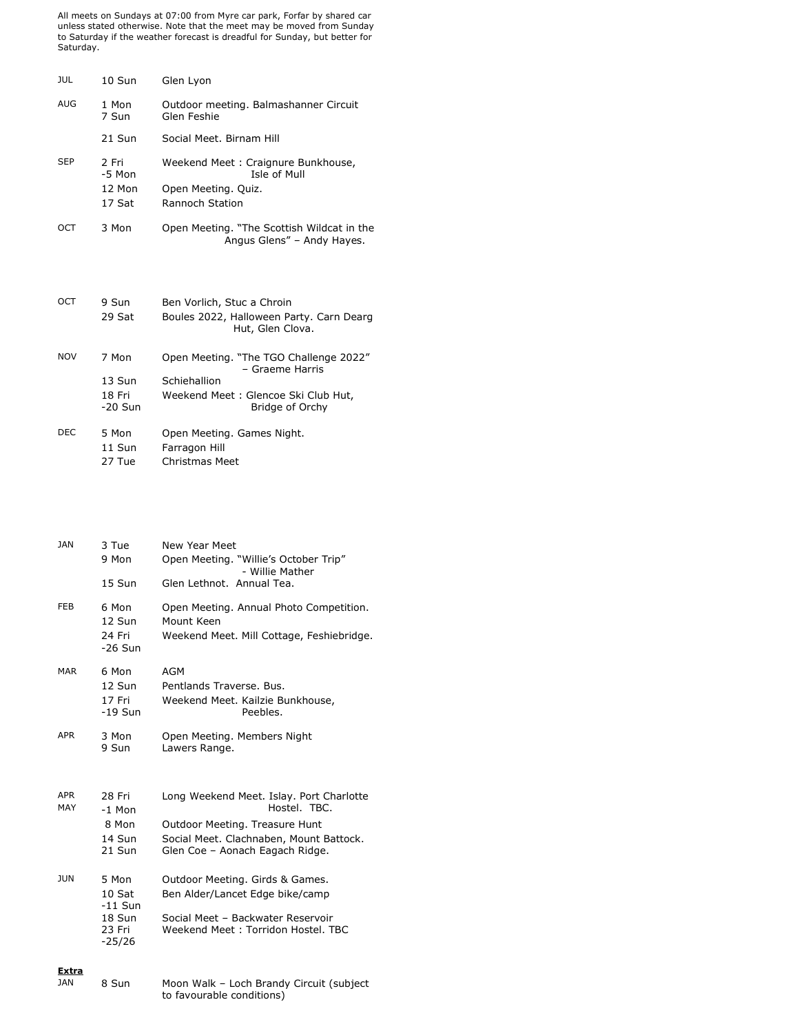All meets on Sundays at 07:00 from Myre car park, Forfar by shared car unless stated otherwise. Note that the meet may be moved from Sunday to Saturday if the weather forecast is dreadful for Sunday, but better for Saturday.

| Month | Date | Event |
|---|---|---|
| JUL | 10 Sun | Glen Lyon |
| AUG | 1 Mon | Outdoor meeting. Balmashanner Circuit |
| | 7 Sun | Glen Feshie |
| | 21 Sun | Social Meet. Birnam Hill |
| SEP | 2 Fri -5 Mon | Weekend Meet : Craignure Bunkhouse, Isle of Mull |
| | 12 Mon | Open Meeting. Quiz. |
| | 17 Sat | Rannoch Station |
| OCT | 3 Mon | Open Meeting. "The Scottish Wildcat in the Angus Glens" – Andy Hayes. |
| OCT | 9 Sun | Ben Vorlich, Stuc a Chroin |
| | 29 Sat | Boules 2022, Halloween Party. Carn Dearg Hut, Glen Clova. |
| NOV | 7 Mon | Open Meeting. "The TGO Challenge 2022" – Graeme Harris |
| | 13 Sun | Schiehallion |
| | 18 Fri -20 Sun | Weekend Meet : Glencoe Ski Club Hut, Bridge of Orchy |
| DEC | 5 Mon | Open Meeting. Games Night. |
| | 11 Sun | Farragon Hill |
| | 27 Tue | Christmas Meet |
| JAN | 3 Tue | New Year Meet |
| | 9 Mon | Open Meeting. "Willie's October Trip" - Willie Mather |
| | 15 Sun | Glen Lethnot. Annual Tea. |
| FEB | 6 Mon | Open Meeting. Annual Photo Competition. |
| | 12 Sun | Mount Keen |
| | 24 Fri -26 Sun | Weekend Meet. Mill Cottage, Feshiebridge. |
| MAR | 6 Mon | AGM |
| | 12 Sun | Pentlands Traverse. Bus. |
| | 17 Fri -19 Sun | Weekend Meet. Kailzie Bunkhouse, Peebles. |
| APR | 3 Mon | Open Meeting. Members Night |
| | 9 Sun | Lawers Range. |
| APR MAY | 28 Fri -1 Mon | Long Weekend Meet. Islay. Port Charlotte Hostel. TBC. |
| | 8 Mon | Outdoor Meeting. Treasure Hunt |
| | 14 Sun | Social Meet. Clachnaben, Mount Battock. |
| | 21 Sun | Glen Coe – Aonach Eagach Ridge. |
| JUN | 5 Mon | Outdoor Meeting. Girds & Games. |
| | 10 Sat -11 Sun | Ben Alder/Lancet Edge bike/camp |
| | 18 Sun | Social Meet – Backwater Reservoir |
| | 23 Fri -25/26 | Weekend Meet : Torridon Hostel. TBC |

**Extra**

| Month | Date | Event |
|---|---|---|
| JAN | 8 Sun | Moon Walk – Loch Brandy Circuit (subject to favourable conditions) |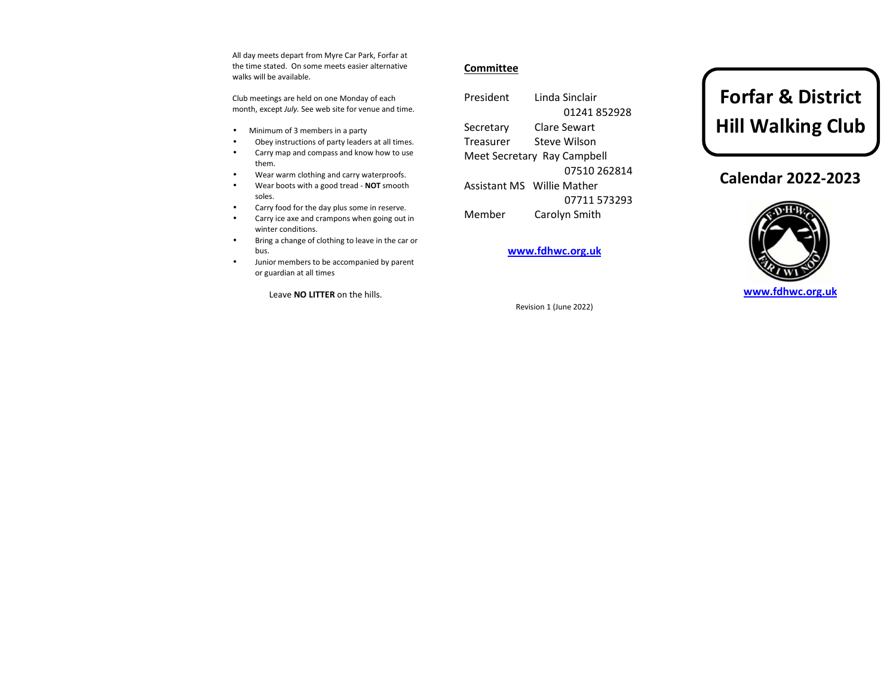All day meets depart from Myre Car Park, Forfar at the time stated. On some meets easier alternative walks will be available.

Club meetings are held on one Monday of each month, except *July.* See web site for venue and time.

- Minimum of 3 members in a party
- Obey instructions of party leaders at all times.
- Carry map and compass and know how to use them.
- Wear warm clothing and carry waterproofs.
- Wear boots with a good tread - **NOT** smooth soles.
- Carry food for the day plus some in reserve.
- Carry ice axe and crampons when going out in winter conditions.
- Bring a change of clothing to leave in the car or bus.
- Junior members to be accompanied by parent or guardian at all times

Leave **NO LITTER** on the hills.

**Committee**

| | |
|---|---|
| President | Linda Sinclair<br>01241 852928 |
| Secretary | Clare Sewart |
| Treasurer | Steve Wilson |
| Meet Secretary | Ray Campbell<br>07510 262814 |
| Assistant MS | Willie Mather<br>07711 573293 |
| Member | Carolyn Smith |

**www.fdhwc.org.uk**

Revision 1 (June 2022)

# Forfar & District Hill Walking Club

## Calendar 2022-2023

F·D·H·W·C

FAR I WI NOO

**www.fdhwc.org.uk**